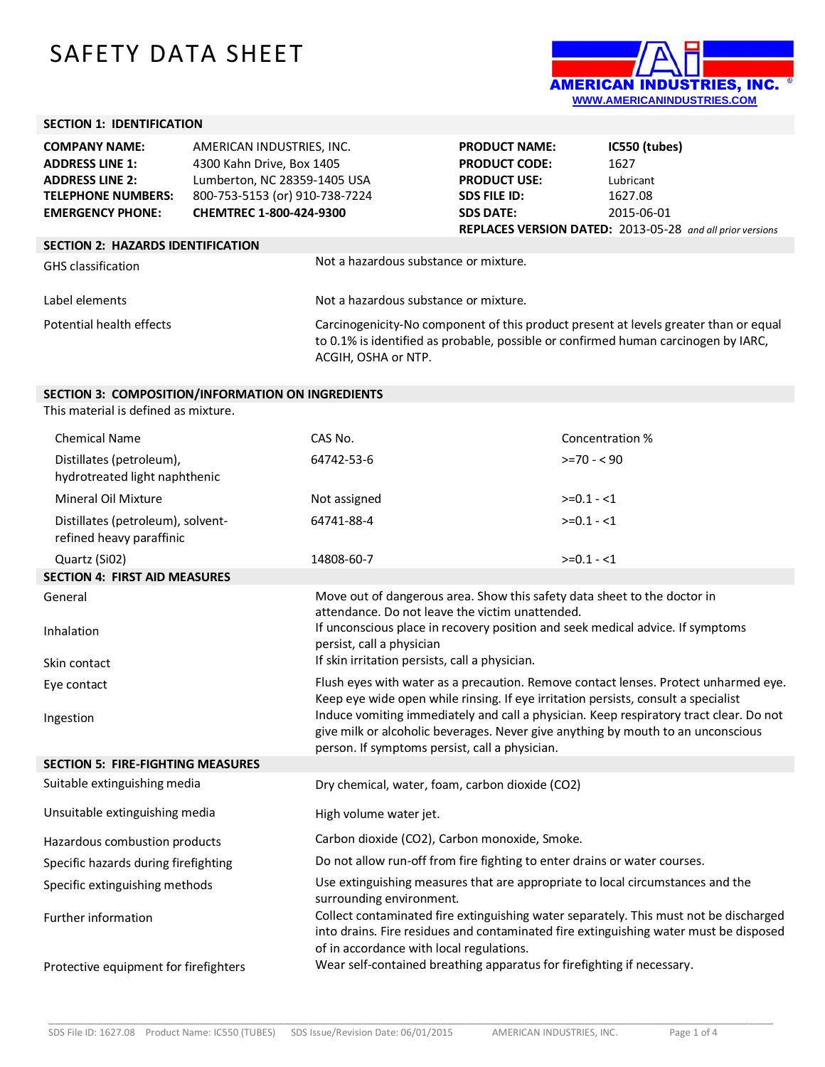# SAFETY DATA SHEET

AMERICAN INDUSTRIES, INC.
WWW.AMERICANINDUSTRIES.COM

## SECTION 1: IDENTIFICATION

| | | | |
|---|---|---|---|
| **COMPANY NAME:** | AMERICAN INDUSTRIES, INC. | **PRODUCT NAME:** | **IC550 (tubes)** |
| **ADDRESS LINE 1:** | 4300 Kahn Drive, Box 1405 | **PRODUCT CODE:** | 1627 |
| **ADDRESS LINE 2:** | Lumberton, NC 28359-1405 USA | **PRODUCT USE:** | Lubricant |
| **TELEPHONE NUMBERS:** | 800-753-5153 (or) 910-738-7224 | **SDS FILE ID:** | 1627.08 |
| **EMERGENCY PHONE:** | **CHEMTREC 1-800-424-9300** | **SDS DATE:** | 2015-06-01 |

**REPLACES VERSION DATED:** 2013-05-28 *and all prior versions*

## SECTION 2: HAZARDS IDENTIFICATION

| | |
|---|---|
| GHS classification | Not a hazardous substance or mixture. |
| Label elements | Not a hazardous substance or mixture. |
| Potential health effects | Carcinogenicity-No component of this product present at levels greater than or equal to 0.1% is identified as probable, possible or confirmed human carcinogen by IARC, ACGIH, OSHA or NTP. |

## SECTION 3: COMPOSITION/INFORMATION ON INGREDIENTS

This material is defined as mixture.

| Chemical Name | CAS No. | Concentration % |
|---|---|---|
| Distillates (petroleum), hydrotreated light naphthenic | 64742-53-6 | >=70 - < 90 |
| Mineral Oil Mixture | Not assigned | >=0.1 - <1 |
| Distillates (petroleum), solvent-refined heavy paraffinic | 64741-88-4 | >=0.1 - <1 |
| Quartz (Si02) | 14808-60-7 | >=0.1 - <1 |

## SECTION 4: FIRST AID MEASURES

| | |
|---|---|
| General | Move out of dangerous area. Show this safety data sheet to the doctor in attendance. Do not leave the victim unattended. |
| Inhalation | If unconscious place in recovery position and seek medical advice. If symptoms persist, call a physician |
| Skin contact | If skin irritation persists, call a physician. |
| Eye contact | Flush eyes with water as a precaution. Remove contact lenses. Protect unharmed eye. Keep eye wide open while rinsing. If eye irritation persists, consult a specialist |
| Ingestion | Induce vomiting immediately and call a physician. Keep respiratory tract clear. Do not give milk or alcoholic beverages. Never give anything by mouth to an unconscious person. If symptoms persist, call a physician. |

## SECTION 5: FIRE-FIGHTING MEASURES

| | |
|---|---|
| Suitable extinguishing media | Dry chemical, water, foam, carbon dioxide ($CO_2$) |
| Unsuitable extinguishing media | High volume water jet. |
| Hazardous combustion products | Carbon dioxide ($CO_2$), Carbon monoxide, Smoke. |
| Specific hazards during firefighting | Do not allow run-off from fire fighting to enter drains or water courses. |
| Specific extinguishing methods | Use extinguishing measures that are appropriate to local circumstances and the surrounding environment. |
| Further information | Collect contaminated fire extinguishing water separately. This must not be discharged into drains. Fire residues and contaminated fire extinguishing water must be disposed of in accordance with local regulations. |
| Protective equipment for firefighters | Wear self-contained breathing apparatus for firefighting if necessary. |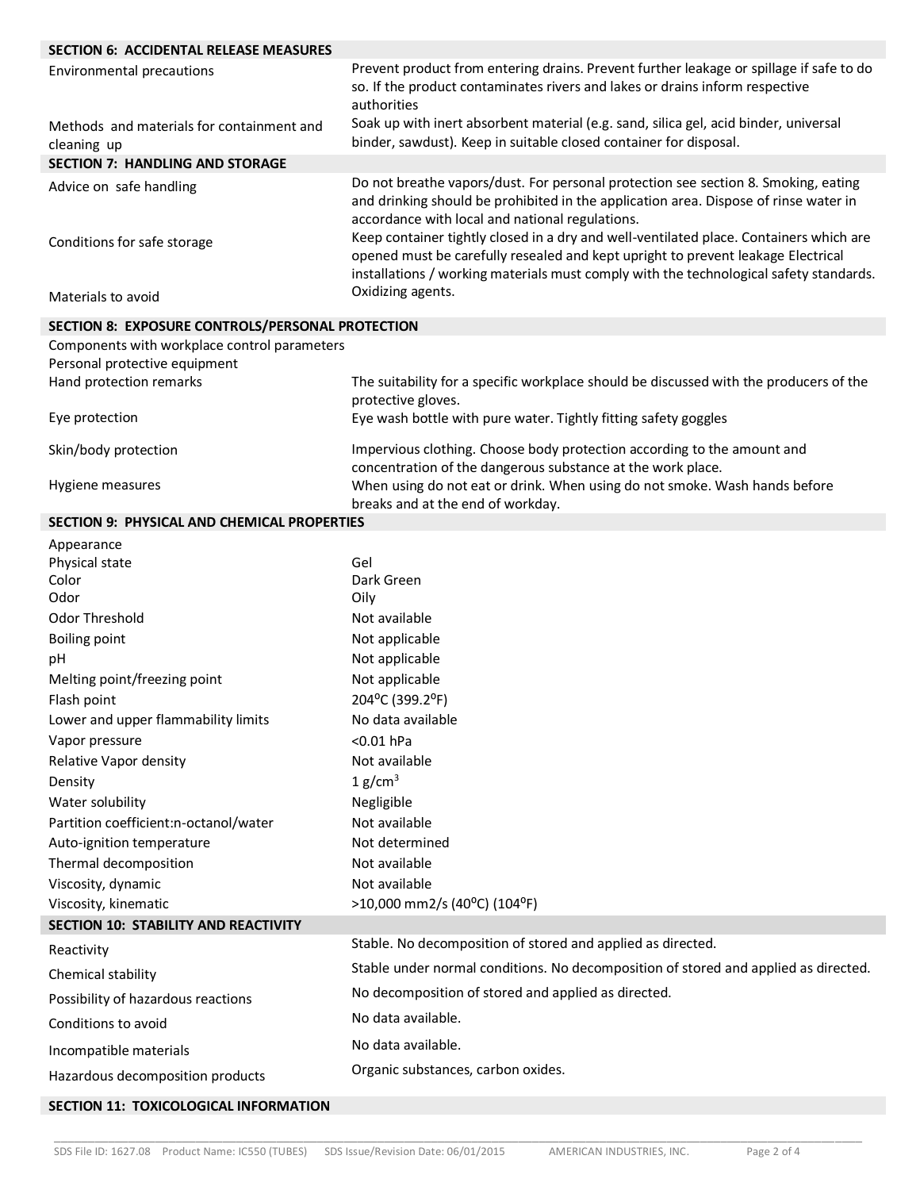## SECTION 6: ACCIDENTAL RELEASE MEASURES

| | |
|---|---|
| Environmental precautions | Prevent product from entering drains. Prevent further leakage or spillage if safe to do so. If the product contaminates rivers and lakes or drains inform respective authorities |
| Methods and materials for containment and cleaning up | Soak up with inert absorbent material (e.g. sand, silica gel, acid binder, universal binder, sawdust). Keep in suitable closed container for disposal. |

## SECTION 7: HANDLING AND STORAGE

| | |
|---|---|
| Advice on safe handling | Do not breathe vapors/dust. For personal protection see section 8. Smoking, eating and drinking should be prohibited in the application area. Dispose of rinse water in accordance with local and national regulations. |
| Conditions for safe storage | Keep container tightly closed in a dry and well-ventilated place. Containers which are opened must be carefully resealed and kept upright to prevent leakage Electrical installations / working materials must comply with the technological safety standards. |
| Materials to avoid | Oxidizing agents. |

## SECTION 8: EXPOSURE CONTROLS/PERSONAL PROTECTION

| | |
|---|---|
| Components with workplace control parameters | |
| Personal protective equipment | |
| Hand protection remarks | The suitability for a specific workplace should be discussed with the producers of the protective gloves. |
| Eye protection | Eye wash bottle with pure water. Tightly fitting safety goggles |
| Skin/body protection | Impervious clothing. Choose body protection according to the amount and concentration of the dangerous substance at the work place. |
| Hygiene measures | When using do not eat or drink. When using do not smoke. Wash hands before breaks and at the end of workday. |

## SECTION 9: PHYSICAL AND CHEMICAL PROPERTIES

| | |
|---|---|
| Appearance | |
| Physical state | Gel |
| Color | Dark Green |
| Odor | Oily |
| Odor Threshold | Not available |
| Boiling point | Not applicable |
| pH | Not applicable |
| Melting point/freezing point | Not applicable |
| Flash point | 204°C (399.2°F) |
| Lower and upper flammability limits | No data available |
| Vapor pressure | <0.01 hPa |
| Relative Vapor density | Not available |
| Density | 1 g/cm$^3$ |
| Water solubility | Negligible |
| Partition coefficient:n-octanol/water | Not available |
| Auto-ignition temperature | Not determined |
| Thermal decomposition | Not available |
| Viscosity, dynamic | Not available |
| Viscosity, kinematic | >10,000 mm2/s (40°C) (104°F) |

## SECTION 10: STABILITY AND REACTIVITY

| | |
|---|---|
| Reactivity | Stable. No decomposition of stored and applied as directed. |
| Chemical stability | Stable under normal conditions. No decomposition of stored and applied as directed. |
| Possibility of hazardous reactions | No decomposition of stored and applied as directed. |
| Conditions to avoid | No data available. |
| Incompatible materials | No data available. |
| Hazardous decomposition products | Organic substances, carbon oxides. |

## SECTION 11: TOXICOLOGICAL INFORMATION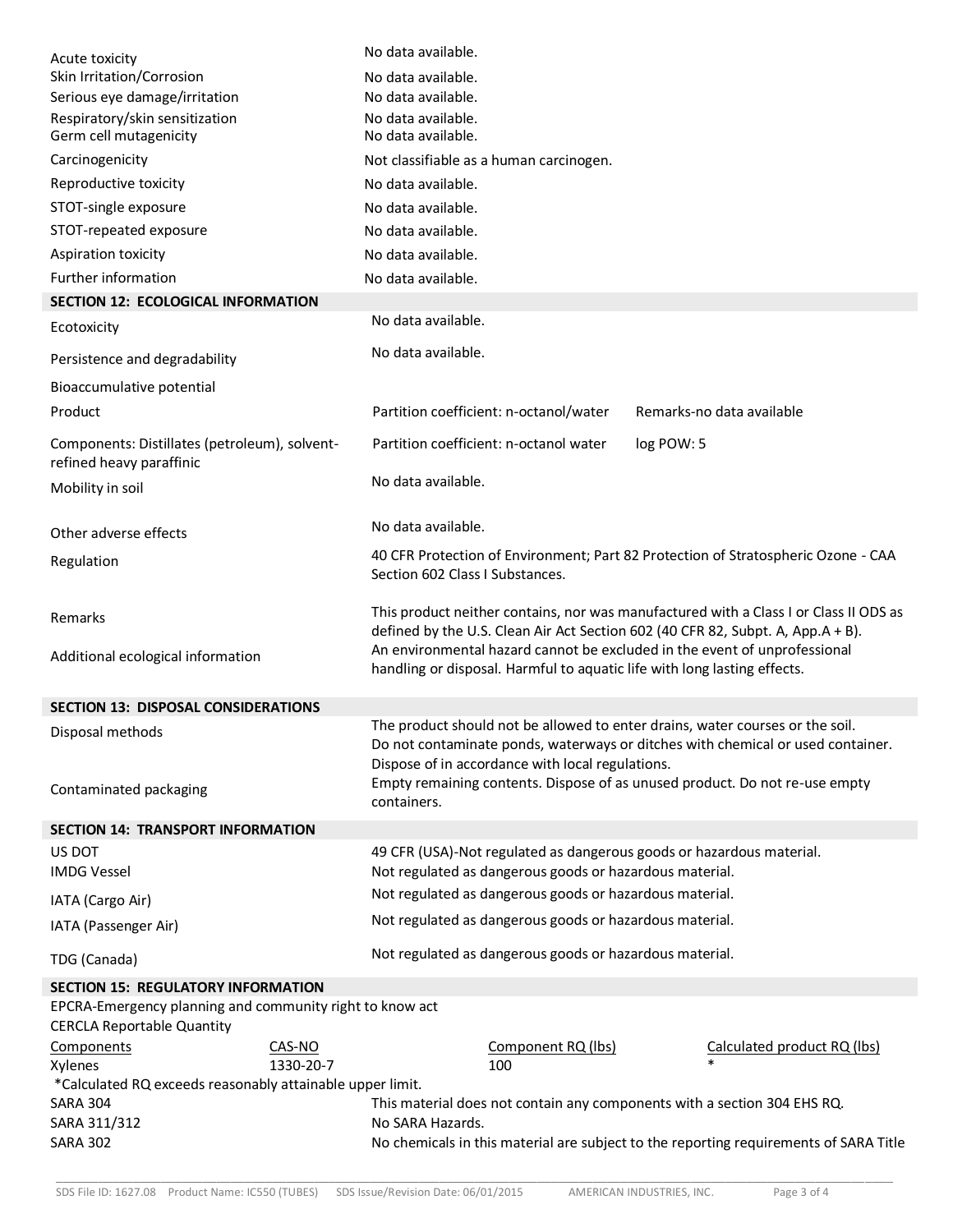| | |
|---|---|
| Acute toxicity | No data available. |
| Skin Irritation/Corrosion | No data available. |
| Serious eye damage/irritation | No data available. |
| Respiratory/skin sensitization | No data available. |
| Germ cell mutagenicity | No data available. |
| Carcinogenicity | Not classifiable as a human carcinogen. |
| Reproductive toxicity | No data available. |
| STOT-single exposure | No data available. |
| STOT-repeated exposure | No data available. |
| Aspiration toxicity | No data available. |
| Further information | No data available. |

## SECTION 12: ECOLOGICAL INFORMATION

| | | |
|---|---|---|
| Ecotoxicity | No data available. | |
| Persistence and degradability | No data available. | |
| Bioaccumulative potential | | |
| Product | Partition coefficient: n-octanol/water | Remarks-no data available |
| Components: Distillates (petroleum), solvent-refined heavy paraffinic | Partition coefficient: n-octanol water | log POW: 5 |
| Mobility in soil | No data available. | |
| Other adverse effects | No data available. | |
| Regulation | 40 CFR Protection of Environment; Part 82 Protection of Stratospheric Ozone - CAA Section 602 Class I Substances. | |
| Remarks | This product neither contains, nor was manufactured with a Class I or Class II ODS as defined by the U.S. Clean Air Act Section 602 (40 CFR 82, Subpt. A, App.A + B). | |
| Additional ecological information | An environmental hazard cannot be excluded in the event of unprofessional handling or disposal. Harmful to aquatic life with long lasting effects. | |

## SECTION 13: DISPOSAL CONSIDERATIONS

| | |
|---|---|
| Disposal methods | The product should not be allowed to enter drains, water courses or the soil. Do not contaminate ponds, waterways or ditches with chemical or used container. Dispose of in accordance with local regulations. |
| Contaminated packaging | Empty remaining contents. Dispose of as unused product. Do not re-use empty containers. |

## SECTION 14: TRANSPORT INFORMATION

| | |
|---|---|
| US DOT | 49 CFR (USA)-Not regulated as dangerous goods or hazardous material. |
| IMDG Vessel | Not regulated as dangerous goods or hazardous material. |
| IATA (Cargo Air) | Not regulated as dangerous goods or hazardous material. |
| IATA (Passenger Air) | Not regulated as dangerous goods or hazardous material. |
| TDG (Canada) | Not regulated as dangerous goods or hazardous material. |

## SECTION 15: REGULATORY INFORMATION

EPCRA-Emergency planning and community right to know act

CERCLA Reportable Quantity

| Components | CAS-NO | Component RQ (lbs) | Calculated product RQ (lbs) |
|---|---|---|---|
| Xylenes | 1330-20-7 | 100 | * |

*Calculated RQ exceeds reasonably attainable upper limit.

| | |
|---|---|
| SARA 304 | This material does not contain any components with a section 304 EHS RQ. |
| SARA 311/312 | No SARA Hazards. |
| SARA 302 | No chemicals in this material are subject to the reporting requirements of SARA Title |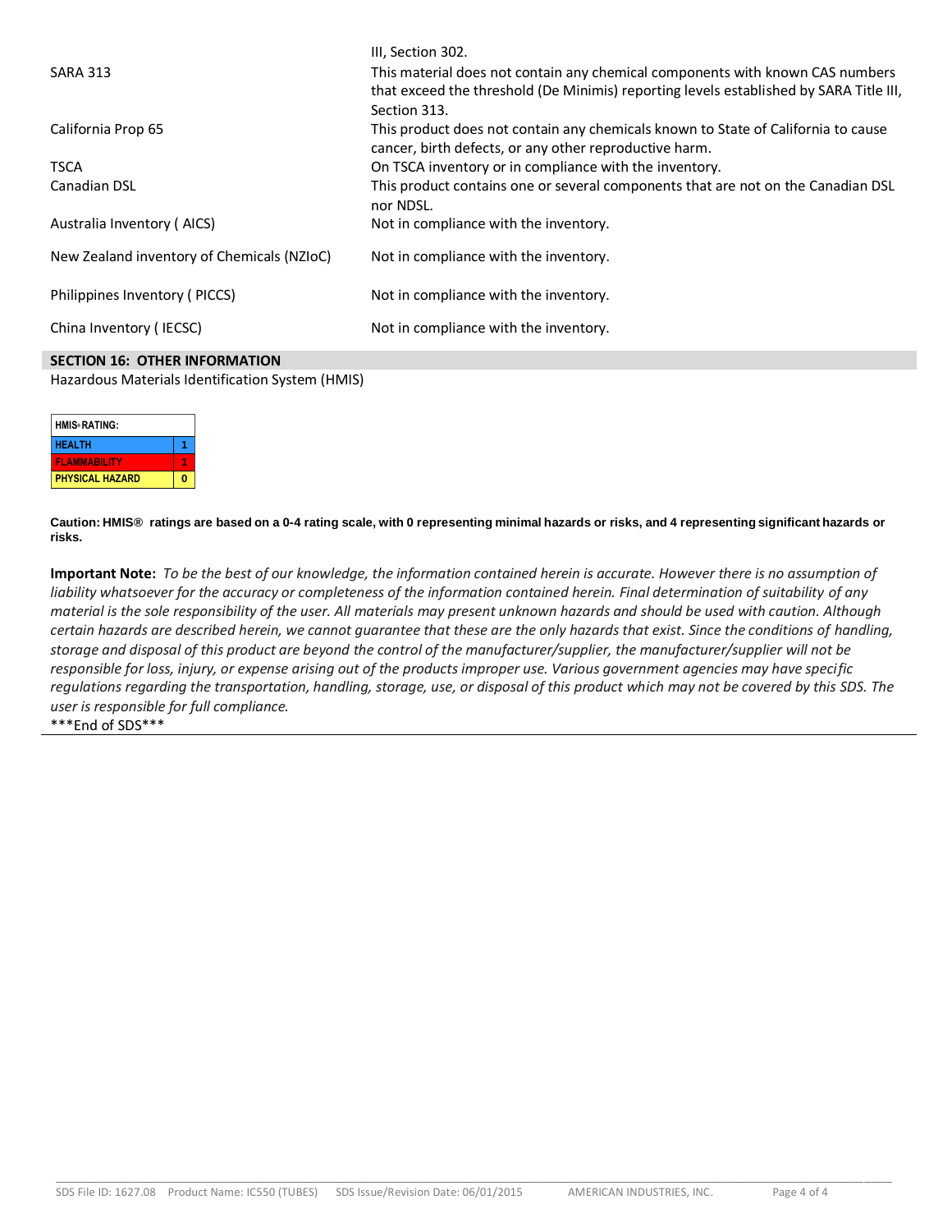| | |
|---|---|
| | III, Section 302. |
| SARA 313 | This material does not contain any chemical components with known CAS numbers that exceed the threshold (De Minimis) reporting levels established by SARA Title III, Section 313. |
| California Prop 65 | This product does not contain any chemicals known to State of California to cause cancer, birth defects, or any other reproductive harm. |
| TSCA | On TSCA inventory or in compliance with the inventory. |
| Canadian DSL | This product contains one or several components that are not on the Canadian DSL nor NDSL. |
| Australia Inventory ( AICS) | Not in compliance with the inventory. |
| New Zealand inventory of Chemicals (NZIoC) | Not in compliance with the inventory. |
| Philippines Inventory ( PICCS) | Not in compliance with the inventory. |
| China Inventory ( IECSC) | Not in compliance with the inventory. |

## SECTION 16: OTHER INFORMATION

Hazardous Materials Identification System (HMIS)

| HMIS® RATING: | |
|---|---|
| HEALTH | 1 |
| FLAMMABILITY | 1 |
| PHYSICAL HAZARD | 0 |

**Caution: HMIS® ratings are based on a 0-4 rating scale, with 0 representing minimal hazards or risks, and 4 representing significant hazards or risks.**

**Important Note:** *To be the best of our knowledge, the information contained herein is accurate. However there is no assumption of liability whatsoever for the accuracy or completeness of the information contained herein. Final determination of suitability of any material is the sole responsibility of the user. All materials may present unknown hazards and should be used with caution. Although certain hazards are described herein, we cannot guarantee that these are the only hazards that exist. Since the conditions of handling, storage and disposal of this product are beyond the control of the manufacturer/supplier, the manufacturer/supplier will not be responsible for loss, injury, or expense arising out of the products improper use. Various government agencies may have specific regulations regarding the transportation, handling, storage, use, or disposal of this product which may not be covered by this SDS. The user is responsible for full compliance.*

***End of SDS***